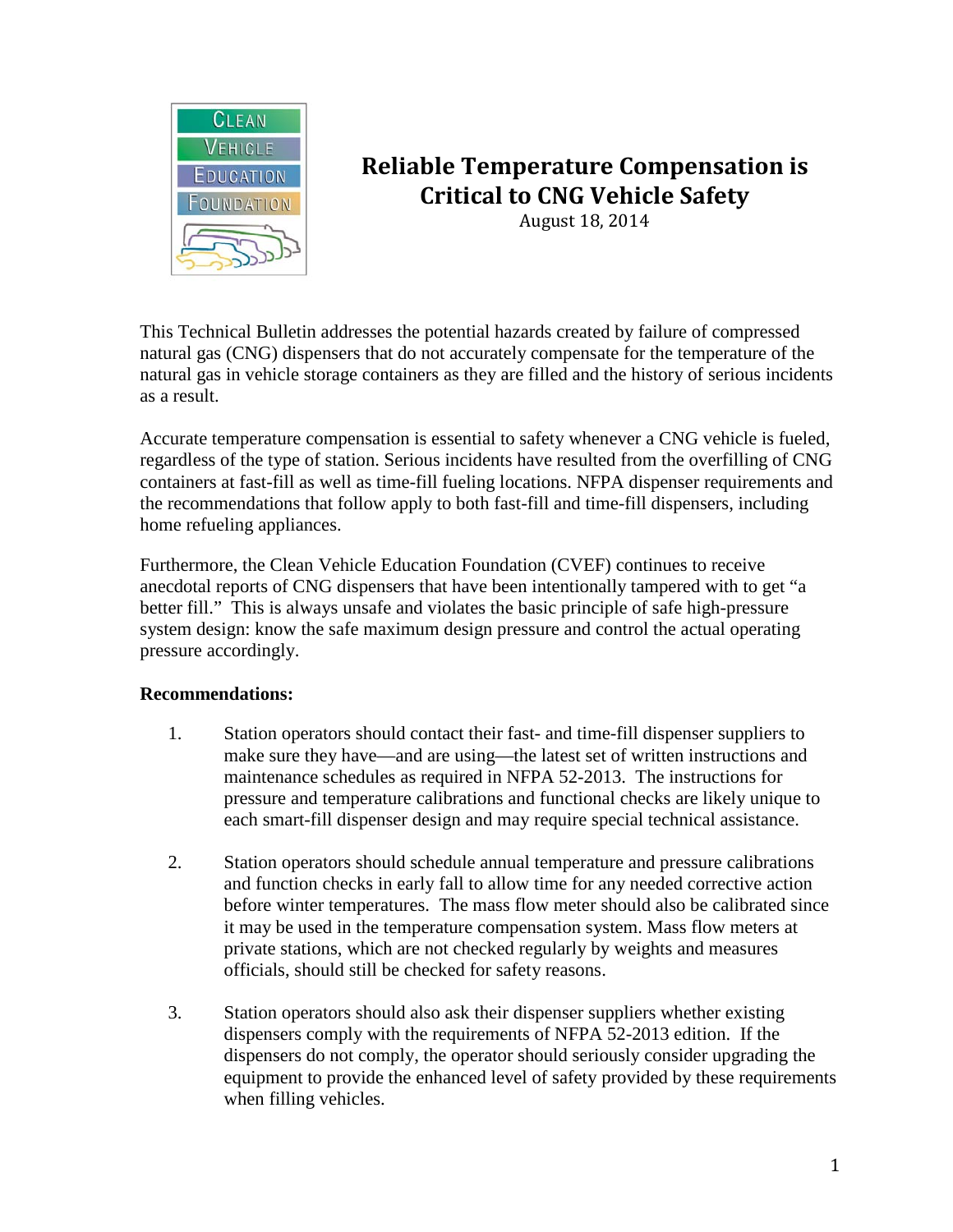# Reliable Temperature Compensation is Critical to CNG Vehicle Safety

August 18, 2014

This Technical Bulletin addresses the potential hazards created by failure of compressed natural gas (CNG) dispensers that do not accurately compensate for the temperature of the natural gas in vehicle storage containers as they are filled and the history of serious incidents as a result.

Accurate temperature compensation is essential to safety whenever a CNG vehicle is fueled, regardless of the type of station. Serious incidents have resulted from the overfilling of CNG containers at fast-fill as well as time-fill fueling locations. NFPA dispenser requirements and the recommendations that follow apply to both fast-fill and time-fill dispensers, including home refueling appliances.

Furthermore, the Clean Vehicle Education Foundation (CVEF) continues to receive anecdotal reports of CNG dispensers that have been intentionally tampered with to get "a better fill." This is always unsafe and violates the basic principle of safe high-pressure system design: know the safe maximum design pressure and control the actual operating pressure accordingly.

**Recommendations:**

1. Station operators should contact their fast- and time-fill dispenser suppliers to make sure they have—and are using—the latest set of written instructions and maintenance schedules as required in NFPA 52-2013. The instructions for pressure and temperature calibrations and functional checks are likely unique to each smart-fill dispenser design and may require special technical assistance.

2. Station operators should schedule annual temperature and pressure calibrations and function checks in early fall to allow time for any needed corrective action before winter temperatures. The mass flow meter should also be calibrated since it may be used in the temperature compensation system. Mass flow meters at private stations, which are not checked regularly by weights and measures officials, should still be checked for safety reasons.

3. Station operators should also ask their dispenser suppliers whether existing dispensers comply with the requirements of NFPA 52-2013 edition. If the dispensers do not comply, the operator should seriously consider upgrading the equipment to provide the enhanced level of safety provided by these requirements when filling vehicles.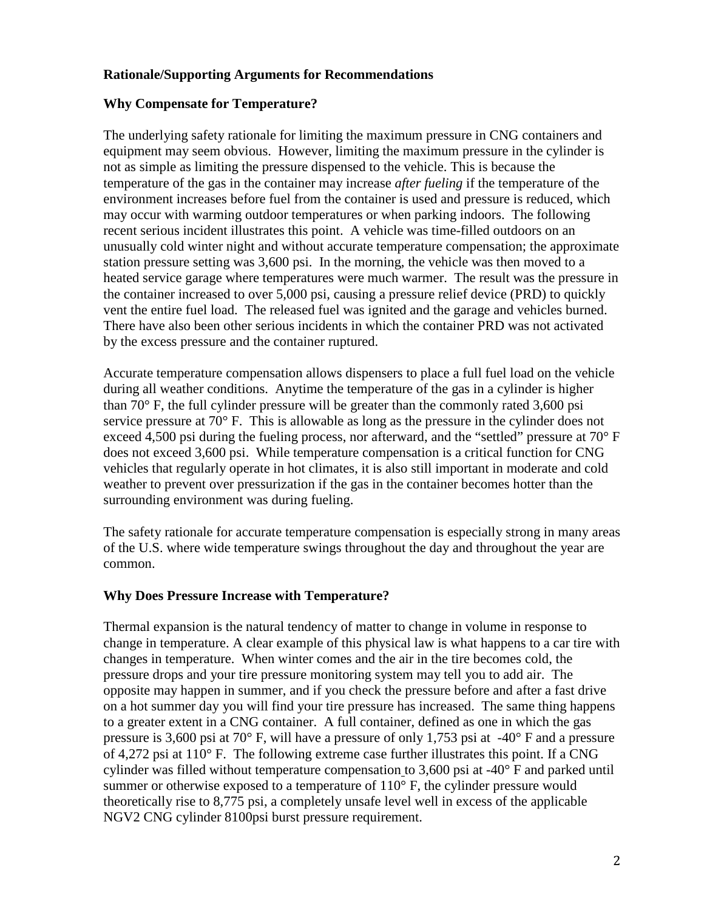**Rationale/Supporting Arguments for Recommendations**

**Why Compensate for Temperature?**

The underlying safety rationale for limiting the maximum pressure in CNG containers and equipment may seem obvious. However, limiting the maximum pressure in the cylinder is not as simple as limiting the pressure dispensed to the vehicle. This is because the temperature of the gas in the container may increase *after fueling* if the temperature of the environment increases before fuel from the container is used and pressure is reduced, which may occur with warming outdoor temperatures or when parking indoors. The following recent serious incident illustrates this point. A vehicle was time-filled outdoors on an unusually cold winter night and without accurate temperature compensation; the approximate station pressure setting was 3,600 psi. In the morning, the vehicle was then moved to a heated service garage where temperatures were much warmer. The result was the pressure in the container increased to over 5,000 psi, causing a pressure relief device (PRD) to quickly vent the entire fuel load. The released fuel was ignited and the garage and vehicles burned. There have also been other serious incidents in which the container PRD was not activated by the excess pressure and the container ruptured.

Accurate temperature compensation allows dispensers to place a full fuel load on the vehicle during all weather conditions. Anytime the temperature of the gas in a cylinder is higher than 70° F, the full cylinder pressure will be greater than the commonly rated 3,600 psi service pressure at 70° F. This is allowable as long as the pressure in the cylinder does not exceed 4,500 psi during the fueling process, nor afterward, and the "settled" pressure at 70° F does not exceed 3,600 psi. While temperature compensation is a critical function for CNG vehicles that regularly operate in hot climates, it is also still important in moderate and cold weather to prevent over pressurization if the gas in the container becomes hotter than the surrounding environment was during fueling.

The safety rationale for accurate temperature compensation is especially strong in many areas of the U.S. where wide temperature swings throughout the day and throughout the year are common.

**Why Does Pressure Increase with Temperature?**

Thermal expansion is the natural tendency of matter to change in volume in response to change in temperature. A clear example of this physical law is what happens to a car tire with changes in temperature. When winter comes and the air in the tire becomes cold, the pressure drops and your tire pressure monitoring system may tell you to add air. The opposite may happen in summer, and if you check the pressure before and after a fast drive on a hot summer day you will find your tire pressure has increased. The same thing happens to a greater extent in a CNG container. A full container, defined as one in which the gas pressure is 3,600 psi at 70° F, will have a pressure of only 1,753 psi at -40° F and a pressure of 4,272 psi at 110° F. The following extreme case further illustrates this point. If a CNG cylinder was filled without temperature compensation to 3,600 psi at -40° F and parked until summer or otherwise exposed to a temperature of 110° F, the cylinder pressure would theoretically rise to 8,775 psi, a completely unsafe level well in excess of the applicable NGV2 CNG cylinder 8100psi burst pressure requirement.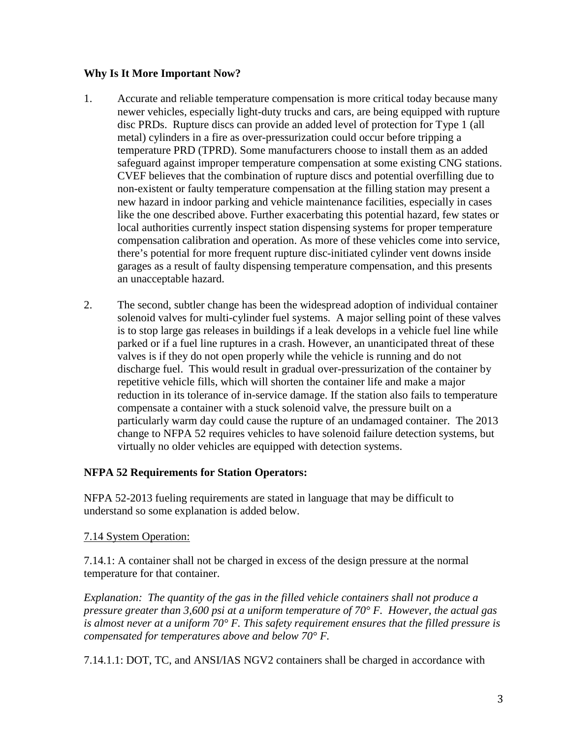**Why Is It More Important Now?**

1. Accurate and reliable temperature compensation is more critical today because many newer vehicles, especially light-duty trucks and cars, are being equipped with rupture disc PRDs. Rupture discs can provide an added level of protection for Type 1 (all metal) cylinders in a fire as over-pressurization could occur before tripping a temperature PRD (TPRD). Some manufacturers choose to install them as an added safeguard against improper temperature compensation at some existing CNG stations. CVEF believes that the combination of rupture discs and potential overfilling due to non-existent or faulty temperature compensation at the filling station may present a new hazard in indoor parking and vehicle maintenance facilities, especially in cases like the one described above. Further exacerbating this potential hazard, few states or local authorities currently inspect station dispensing systems for proper temperature compensation calibration and operation. As more of these vehicles come into service, there's potential for more frequent rupture disc-initiated cylinder vent downs inside garages as a result of faulty dispensing temperature compensation, and this presents an unacceptable hazard.

2. The second, subtler change has been the widespread adoption of individual container solenoid valves for multi-cylinder fuel systems. A major selling point of these valves is to stop large gas releases in buildings if a leak develops in a vehicle fuel line while parked or if a fuel line ruptures in a crash. However, an unanticipated threat of these valves is if they do not open properly while the vehicle is running and do not discharge fuel. This would result in gradual over-pressurization of the container by repetitive vehicle fills, which will shorten the container life and make a major reduction in its tolerance of in-service damage. If the station also fails to temperature compensate a container with a stuck solenoid valve, the pressure built on a particularly warm day could cause the rupture of an undamaged container. The 2013 change to NFPA 52 requires vehicles to have solenoid failure detection systems, but virtually no older vehicles are equipped with detection systems.

**NFPA 52 Requirements for Station Operators:**

NFPA 52-2013 fueling requirements are stated in language that may be difficult to understand so some explanation is added below.

7.14 System Operation:

7.14.1: A container shall not be charged in excess of the design pressure at the normal temperature for that container.

*Explanation: The quantity of the gas in the filled vehicle containers shall not produce a pressure greater than 3,600 psi at a uniform temperature of 70° F. However, the actual gas is almost never at a uniform 70° F. This safety requirement ensures that the filled pressure is compensated for temperatures above and below 70° F.*

7.14.1.1: DOT, TC, and ANSI/IAS NGV2 containers shall be charged in accordance with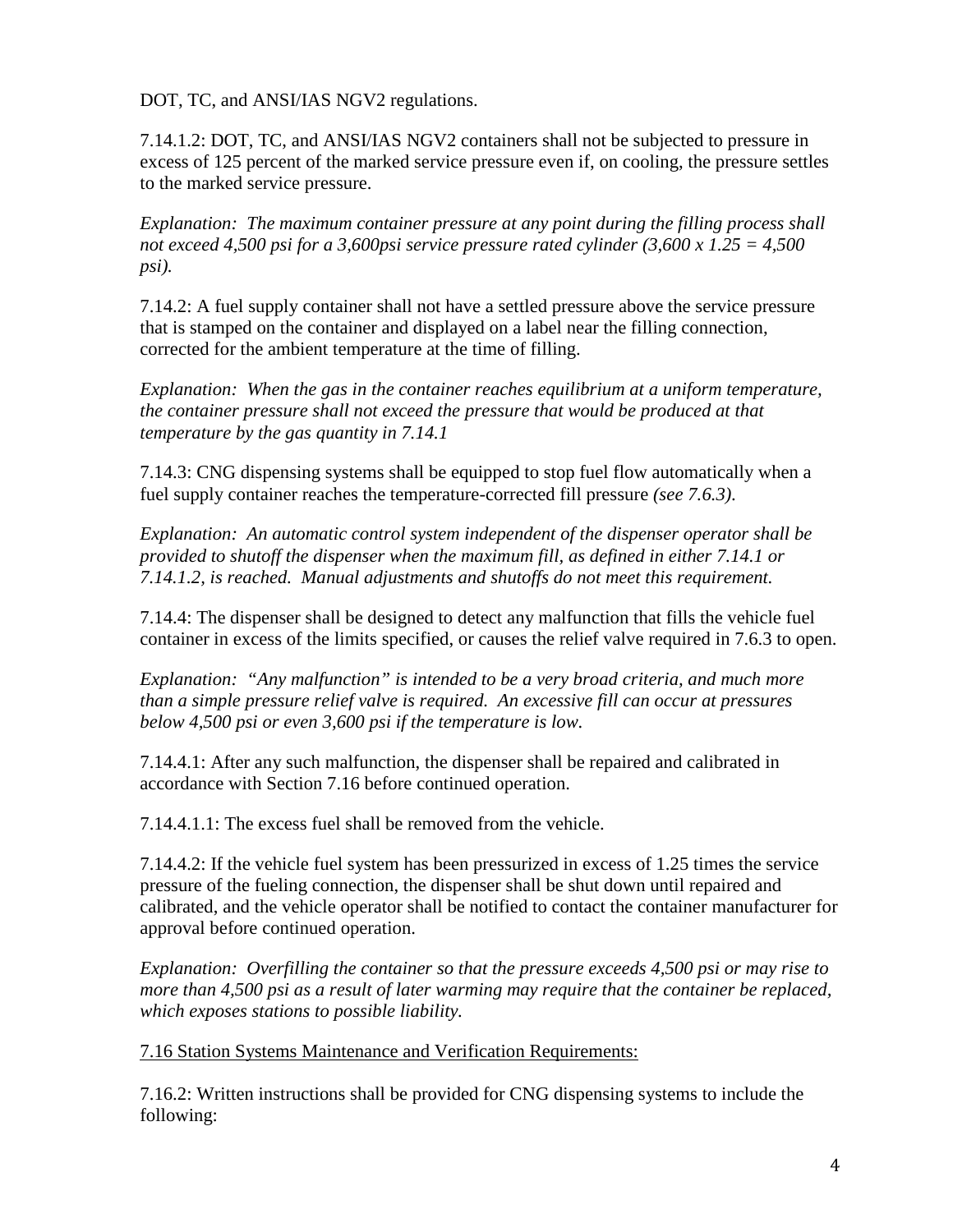DOT, TC, and ANSI/IAS NGV2 regulations.

7.14.1.2: DOT, TC, and ANSI/IAS NGV2 containers shall not be subjected to pressure in excess of 125 percent of the marked service pressure even if, on cooling, the pressure settles to the marked service pressure.

*Explanation: The maximum container pressure at any point during the filling process shall not exceed 4,500 psi for a 3,600psi service pressure rated cylinder (3,600 x 1.25 = 4,500 psi).*

7.14.2: A fuel supply container shall not have a settled pressure above the service pressure that is stamped on the container and displayed on a label near the filling connection, corrected for the ambient temperature at the time of filling.

*Explanation: When the gas in the container reaches equilibrium at a uniform temperature, the container pressure shall not exceed the pressure that would be produced at that temperature by the gas quantity in 7.14.1*

7.14.3: CNG dispensing systems shall be equipped to stop fuel flow automatically when a fuel supply container reaches the temperature-corrected fill pressure *(see 7.6.3)*.

*Explanation: An automatic control system independent of the dispenser operator shall be provided to shutoff the dispenser when the maximum fill, as defined in either 7.14.1 or 7.14.1.2, is reached. Manual adjustments and shutoffs do not meet this requirement.*

7.14.4: The dispenser shall be designed to detect any malfunction that fills the vehicle fuel container in excess of the limits specified, or causes the relief valve required in 7.6.3 to open.

*Explanation: "Any malfunction" is intended to be a very broad criteria, and much more than a simple pressure relief valve is required. An excessive fill can occur at pressures below 4,500 psi or even 3,600 psi if the temperature is low.*

7.14.4.1: After any such malfunction, the dispenser shall be repaired and calibrated in accordance with Section 7.16 before continued operation.

7.14.4.1.1: The excess fuel shall be removed from the vehicle.

7.14.4.2: If the vehicle fuel system has been pressurized in excess of 1.25 times the service pressure of the fueling connection, the dispenser shall be shut down until repaired and calibrated, and the vehicle operator shall be notified to contact the container manufacturer for approval before continued operation.

*Explanation: Overfilling the container so that the pressure exceeds 4,500 psi or may rise to more than 4,500 psi as a result of later warming may require that the container be replaced, which exposes stations to possible liability.*

<u>7.16 Station Systems Maintenance and Verification Requirements:</u>

7.16.2: Written instructions shall be provided for CNG dispensing systems to include the following: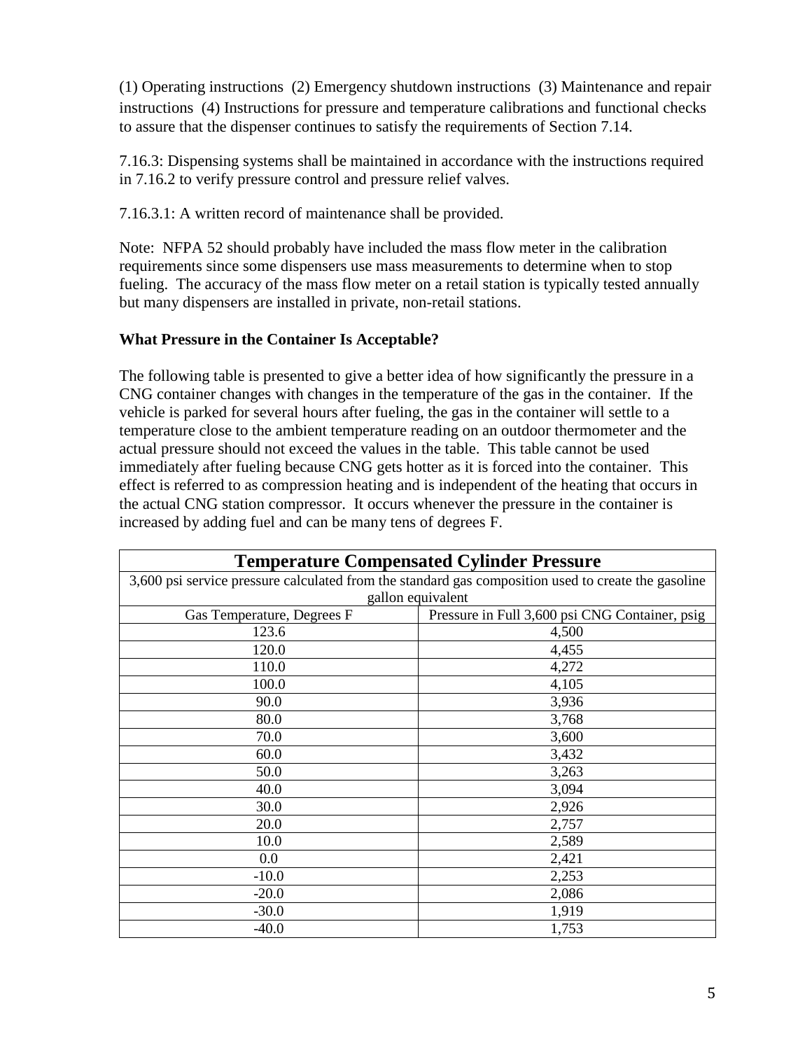(1) Operating instructions (2) Emergency shutdown instructions (3) Maintenance and repair instructions (4) Instructions for pressure and temperature calibrations and functional checks to assure that the dispenser continues to satisfy the requirements of Section 7.14.

7.16.3: Dispensing systems shall be maintained in accordance with the instructions required in 7.16.2 to verify pressure control and pressure relief valves.

7.16.3.1: A written record of maintenance shall be provided.

Note: NFPA 52 should probably have included the mass flow meter in the calibration requirements since some dispensers use mass measurements to determine when to stop fueling. The accuracy of the mass flow meter on a retail station is typically tested annually but many dispensers are installed in private, non-retail stations.

**What Pressure in the Container Is Acceptable?**

The following table is presented to give a better idea of how significantly the pressure in a CNG container changes with changes in the temperature of the gas in the container. If the vehicle is parked for several hours after fueling, the gas in the container will settle to a temperature close to the ambient temperature reading on an outdoor thermometer and the actual pressure should not exceed the values in the table. This table cannot be used immediately after fueling because CNG gets hotter as it is forced into the container. This effect is referred to as compression heating and is independent of the heating that occurs in the actual CNG station compressor. It occurs whenever the pressure in the container is increased by adding fuel and can be many tens of degrees F.

| **Temperature Compensated Cylinder Pressure** | |
|---|---|
| 3,600 psi service pressure calculated from the standard gas composition used to create the gasoline gallon equivalent | |
| Gas Temperature, Degrees F | Pressure in Full 3,600 psi CNG Container, psig |
| 123.6 | 4,500 |
| 120.0 | 4,455 |
| 110.0 | 4,272 |
| 100.0 | 4,105 |
| 90.0 | 3,936 |
| 80.0 | 3,768 |
| 70.0 | 3,600 |
| 60.0 | 3,432 |
| 50.0 | 3,263 |
| 40.0 | 3,094 |
| 30.0 | 2,926 |
| 20.0 | 2,757 |
| 10.0 | 2,589 |
| 0.0 | 2,421 |
| -10.0 | 2,253 |
| -20.0 | 2,086 |
| -30.0 | 1,919 |
| -40.0 | 1,753 |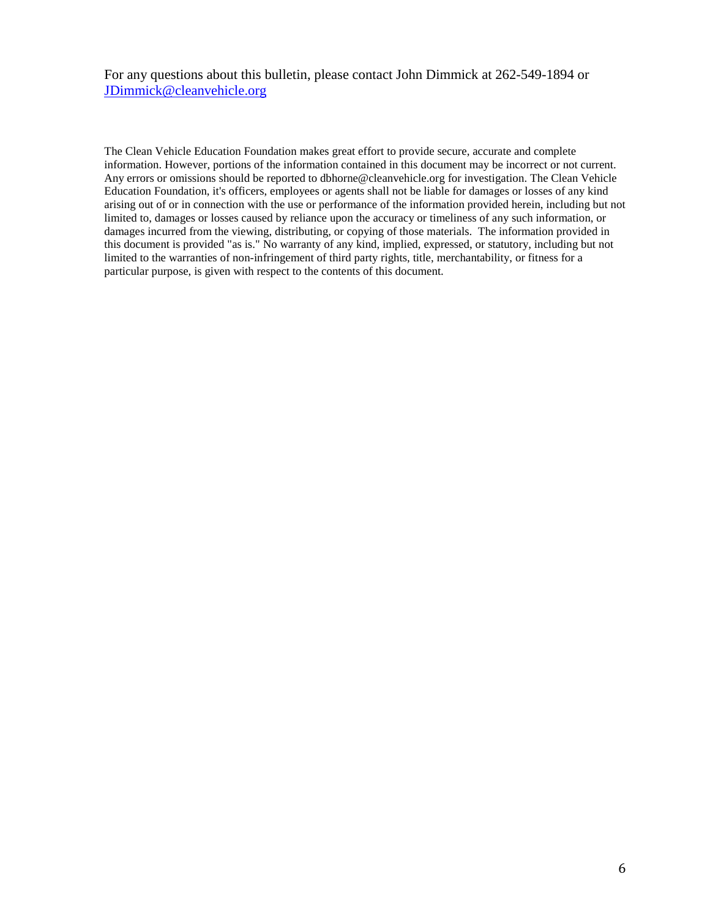For any questions about this bulletin, please contact John Dimmick at 262-549-1894 or [JDimmick@cleanvehicle.org](mailto:JDimmick@cleanvehicle.org)

The Clean Vehicle Education Foundation makes great effort to provide secure, accurate and complete information. However, portions of the information contained in this document may be incorrect or not current. Any errors or omissions should be reported to dbhorne@cleanvehicle.org for investigation. The Clean Vehicle Education Foundation, it's officers, employees or agents shall not be liable for damages or losses of any kind arising out of or in connection with the use or performance of the information provided herein, including but not limited to, damages or losses caused by reliance upon the accuracy or timeliness of any such information, or damages incurred from the viewing, distributing, or copying of those materials. The information provided in this document is provided "as is." No warranty of any kind, implied, expressed, or statutory, including but not limited to the warranties of non-infringement of third party rights, title, merchantability, or fitness for a particular purpose, is given with respect to the contents of this document.